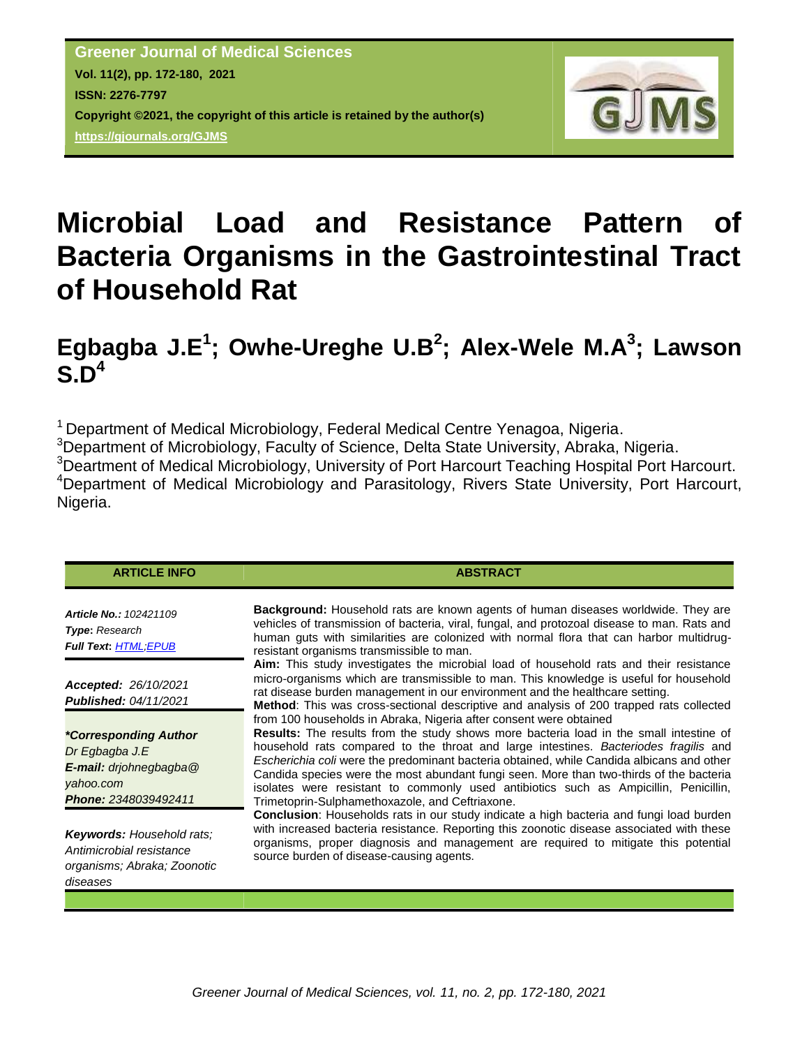# Microbial Load and Resistance Pattern of Bacteria Organisms in the Gastrointestinal Tract of Household Rat

## Egbagba J.E[1]; Owhe-Ureghe U.B[2]; Alex-Wele M.A[3]; Lawson S.D[4]

[1] Department of Medical Microbiology, Federal Medical Centre Yenagoa, Nigeria.
[3]Department of Microbiology, Faculty of Science, Delta State University, Abraka, Nigeria.
[3]Deartment of Medical Microbiology, University of Port Harcourt Teaching Hospital Port Harcourt.
[4]Department of Medical Microbiology and Parasitology, Rivers State University, Port Harcourt, Nigeria.

**ARTICLE INFO**

***Article No.:*** *102421109*
***Type*****:** *Research*
***Full Text*****:** *HTML;EPUB*

***Accepted:*** *26/10/2021*
***Published:*** *04/11/2021*

***\*Corresponding Author***
*Dr Egbagba J.E*
***E-mail:*** *drjohnegbagba@yahoo.com*
***Phone:*** *2348039492411*

***Keywords:*** *Household rats; Antimicrobial resistance organisms; Abraka; Zoonotic diseases*

**ABSTRACT**

**Background:** Household rats are known agents of human diseases worldwide. They are vehicles of transmission of bacteria, viral, fungal, and protozoal disease to man. Rats and human guts with similarities are colonized with normal flora that can harbor multidrug-resistant organisms transmissible to man.

**Aim:** This study investigates the microbial load of household rats and their resistance micro-organisms which are transmissible to man. This knowledge is useful for household rat disease burden management in our environment and the healthcare setting.

**Method**: This was cross-sectional descriptive and analysis of 200 trapped rats collected from 100 households in Abraka, Nigeria after consent were obtained

**Results:** The results from the study shows more bacteria load in the small intestine of household rats compared to the throat and large intestines. *Bacteriodes fragilis* and *Escherichia coli* were the predominant bacteria obtained, while Candida albicans and other Candida species were the most abundant fungi seen. More than two-thirds of the bacteria isolates were resistant to commonly used antibiotics such as Ampicillin, Penicillin, Trimetoprin-Sulphamethoxazole, and Ceftriaxone.

**Conclusion**: Households rats in our study indicate a high bacteria and fungi load burden with increased bacteria resistance. Reporting this zoonotic disease associated with these organisms, proper diagnosis and management are required to mitigate this potential source burden of disease-causing agents.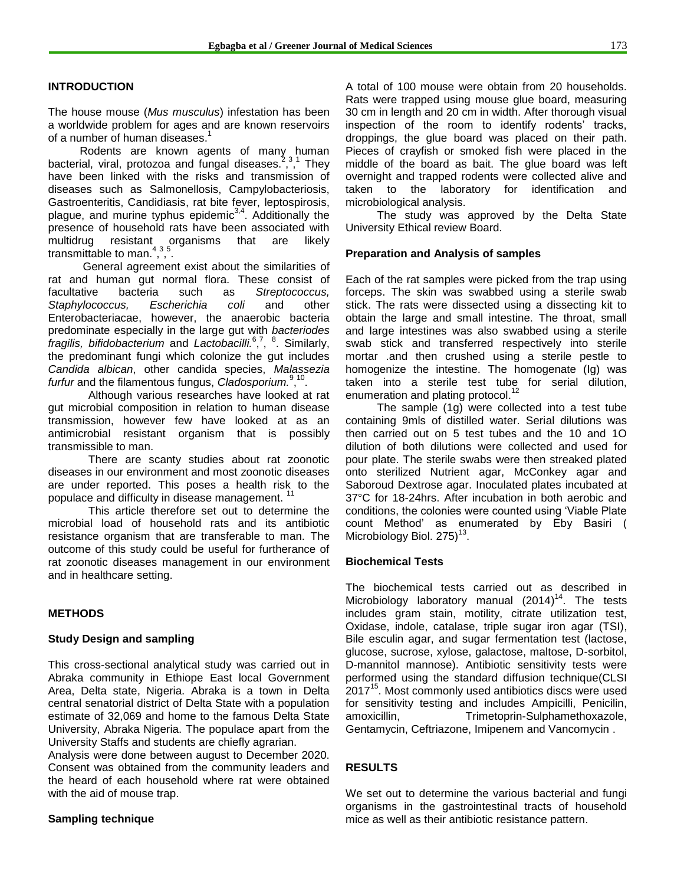## INTRODUCTION

The house mouse (*Mus musculus*) infestation has been a worldwide problem for ages and are known reservoirs of a number of human diseases.[1]

Rodents are known agents of many human bacterial, viral, protozoa and fungal diseases.[2,3,1] They have been linked with the risks and transmission of diseases such as Salmonellosis, Campylobacteriosis, Gastroenteritis, Candidiasis, rat bite fever, leptospirosis, plague, and murine typhus epidemic[3,4]. Additionally the presence of household rats have been associated with multidrug resistant organisms that are likely transmittable to man.[4,3,5].

General agreement exist about the similarities of rat and human gut normal flora. These consist of facultative bacteria such as *Streptococcus, Staphylococcus, Escherichia coli* and other Enterobacteriacae, however, the anaerobic bacteria predominate especially in the large gut with *bacteriodes fragilis, bifidobacterium* and *Lactobacilli.*[6,7,8]. Similarly, the predominant fungi which colonize the gut includes *Candida albican*, other candida species, *Malassezia furfur* and the filamentous fungus, *Cladosporium.*[9,10].

Although various researches have looked at rat gut microbial composition in relation to human disease transmission, however few have looked at as an antimicrobial resistant organism that is possibly transmissible to man.

There are scanty studies about rat zoonotic diseases in our environment and most zoonotic diseases are under reported. This poses a health risk to the populace and difficulty in disease management. [11]

This article therefore set out to determine the microbial load of household rats and its antibiotic resistance organism that are transferable to man. The outcome of this study could be useful for furtherance of rat zoonotic diseases management in our environment and in healthcare setting.

## METHODS

### Study Design and sampling

This cross-sectional analytical study was carried out in Abraka community in Ethiope East local Government Area, Delta state, Nigeria. Abraka is a town in Delta central senatorial district of Delta State with a population estimate of 32,069 and home to the famous Delta State University, Abraka Nigeria. The populace apart from the University Staffs and students are chiefly agrarian.

Analysis were done between august to December 2020. Consent was obtained from the community leaders and the heard of each household where rat were obtained with the aid of mouse trap.

### Sampling technique

A total of 100 mouse were obtain from 20 households. Rats were trapped using mouse glue board, measuring 30 cm in length and 20 cm in width. After thorough visual inspection of the room to identify rodents' tracks, droppings, the glue board was placed on their path. Pieces of crayfish or smoked fish were placed in the middle of the board as bait. The glue board was left overnight and trapped rodents were collected alive and taken to the laboratory for identification and microbiological analysis.

The study was approved by the Delta State University Ethical review Board.

### Preparation and Analysis of samples

Each of the rat samples were picked from the trap using forceps. The skin was swabbed using a sterile swab stick. The rats were dissected using a dissecting kit to obtain the large and small intestine. The throat, small and large intestines was also swabbed using a sterile swab stick and transferred respectively into sterile mortar .and then crushed using a sterile pestle to homogenize the intestine. The homogenate (Ig) was taken into a sterile test tube for serial dilution, enumeration and plating protocol.[12]

The sample (1g) were collected into a test tube containing 9mls of distilled water. Serial dilutions was then carried out on 5 test tubes and the 10 and 1O dilution of both dilutions were collected and used for pour plate. The sterile swabs were then streaked plated onto sterilized Nutrient agar, McConkey agar and Saboroud Dextrose agar. Inoculated plates incubated at 37°C for 18-24hrs. After incubation in both aerobic and conditions, the colonies were counted using 'Viable Plate count Method' as enumerated by Eby Basiri ( Microbiology Biol. 275)[13].

### Biochemical Tests

The biochemical tests carried out as described in Microbiology laboratory manual (2014)[14]. The tests includes gram stain, motility, citrate utilization test, Oxidase, indole, catalase, triple sugar iron agar (TSI), Bile esculin agar, and sugar fermentation test (lactose, glucose, sucrose, xylose, galactose, maltose, D-sorbitol, D-mannitol mannose). Antibiotic sensitivity tests were performed using the standard diffusion technique(CLSI 2017[15]. Most commonly used antibiotics discs were used for sensitivity testing and includes Ampicilli, Penicilin, amoxicillin, Trimetoprin-Sulphamethoxazole, Gentamycin, Ceftriazone, Imipenem and Vancomycin .

## RESULTS

We set out to determine the various bacterial and fungi organisms in the gastrointestinal tracts of household mice as well as their antibiotic resistance pattern.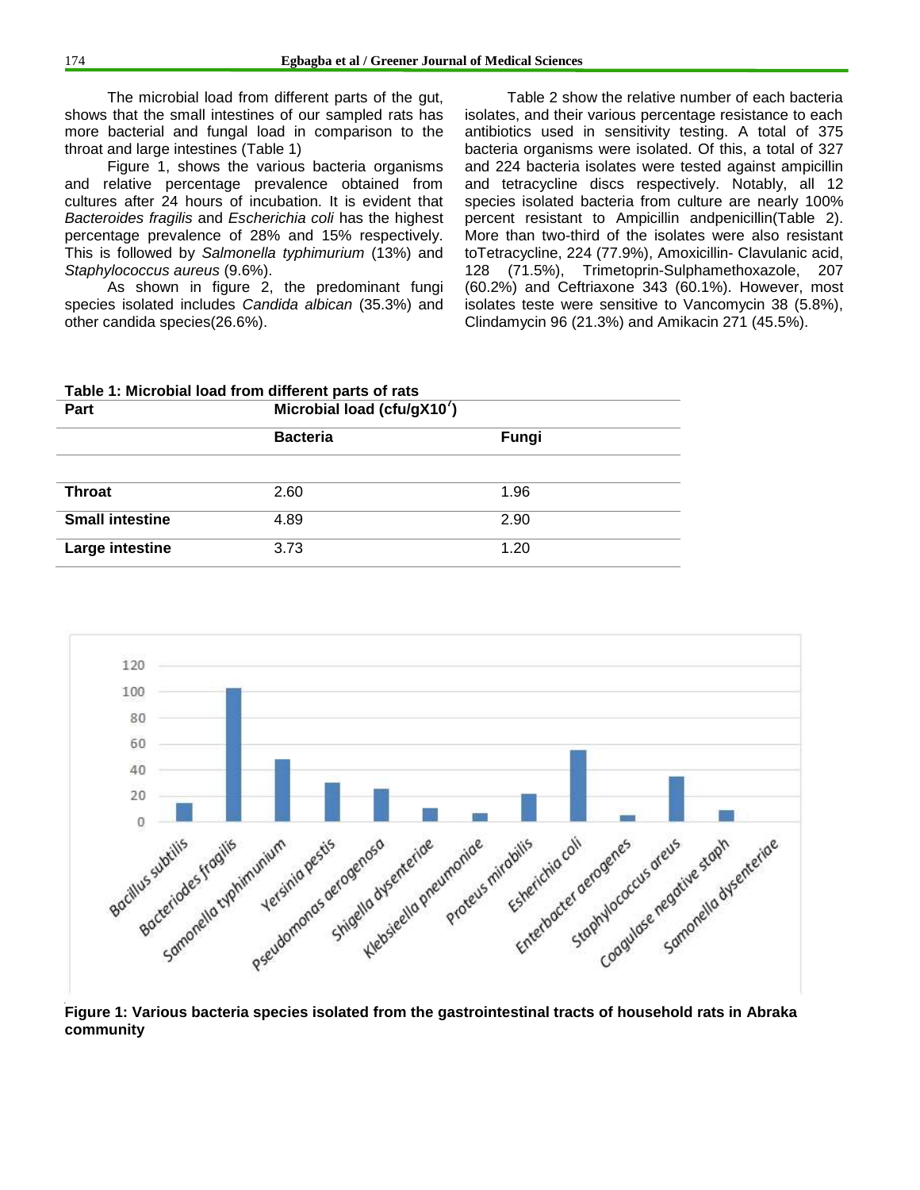The microbial load from different parts of the gut, shows that the small intestines of our sampled rats has more bacterial and fungal load in comparison to the throat and large intestines (Table 1)

Figure 1, shows the various bacteria organisms and relative percentage prevalence obtained from cultures after 24 hours of incubation. It is evident that *Bacteroides fragilis* and *Escherichia coli* has the highest percentage prevalence of 28% and 15% respectively. This is followed by *Salmonella typhimurium* (13%) and *Staphylococcus aureus* (9.6%).

As shown in figure 2, the predominant fungi species isolated includes *Candida albican* (35.3%) and other candida species(26.6%).

Table 2 show the relative number of each bacteria isolates, and their various percentage resistance to each antibiotics used in sensitivity testing. A total of 375 bacteria organisms were isolated. Of this, a total of 327 and 224 bacteria isolates were tested against ampicillin and tetracycline discs respectively. Notably, all 12 species isolated bacteria from culture are nearly 100% percent resistant to Ampicillin andpenicillin(Table 2). More than two-third of the isolates were also resistant toTetracycline, 224 (77.9%), Amoxicillin- Clavulanic acid, 128 (71.5%), Trimetoprin-Sulphamethoxazole, 207 (60.2%) and Ceftriaxone 343 (60.1%). However, most isolates teste were sensitive to Vancomycin 38 (5.8%), Clindamycin 96 (21.3%) and Amikacin 271 (45.5%).

**Table 1: Microbial load from different parts of rats**

| Part | Microbial load (cfu/gX10$^7$) | |
|---|---|---|
| | **Bacteria** | **Fungi** |
| **Throat** | 2.60 | 1.96 |
| **Small intestine** | 4.89 | 2.90 |
| **Large intestine** | 3.73 | 1.20 |

**Figure 1: Various bacteria species isolated from the gastrointestinal tracts of household rats in Abraka community**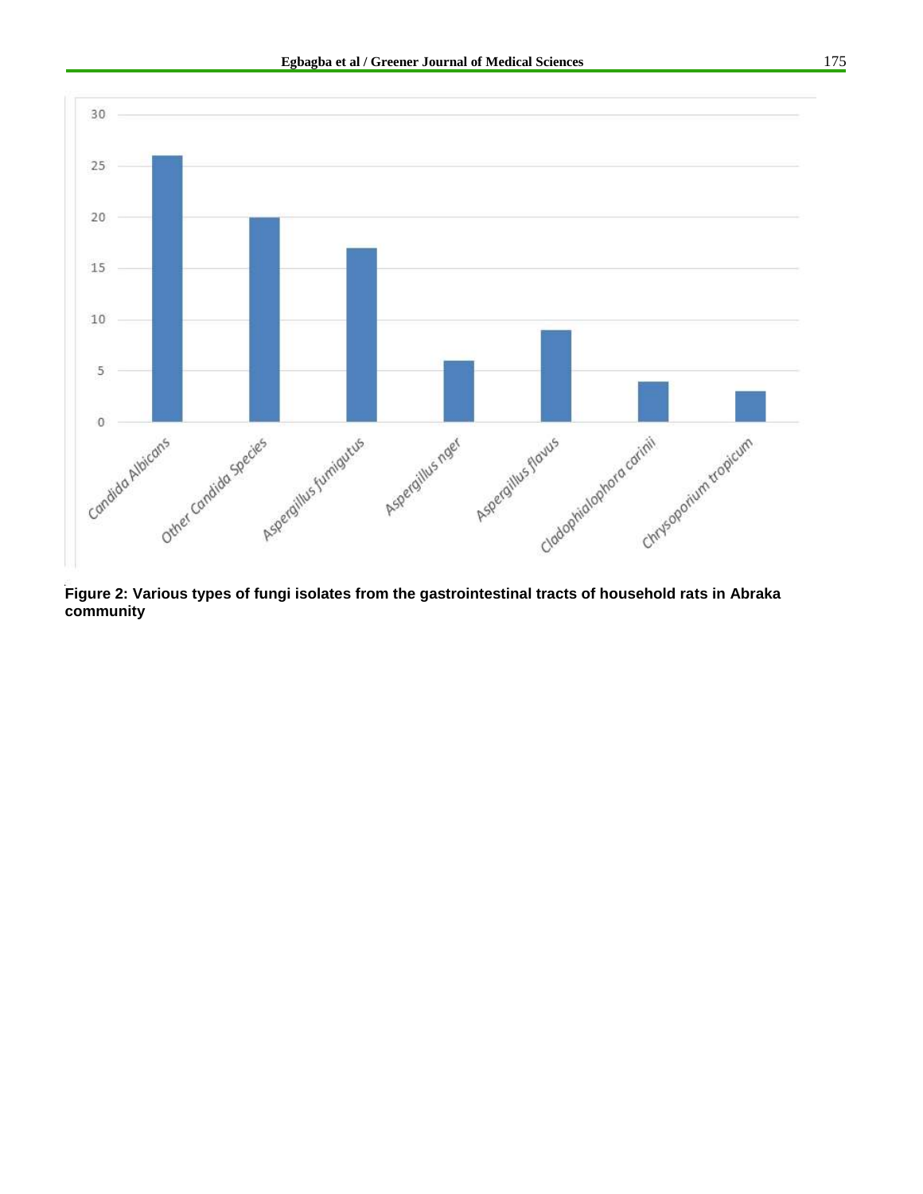**Figure 2: Various types of fungi isolates from the gastrointestinal tracts of household rats in Abraka community**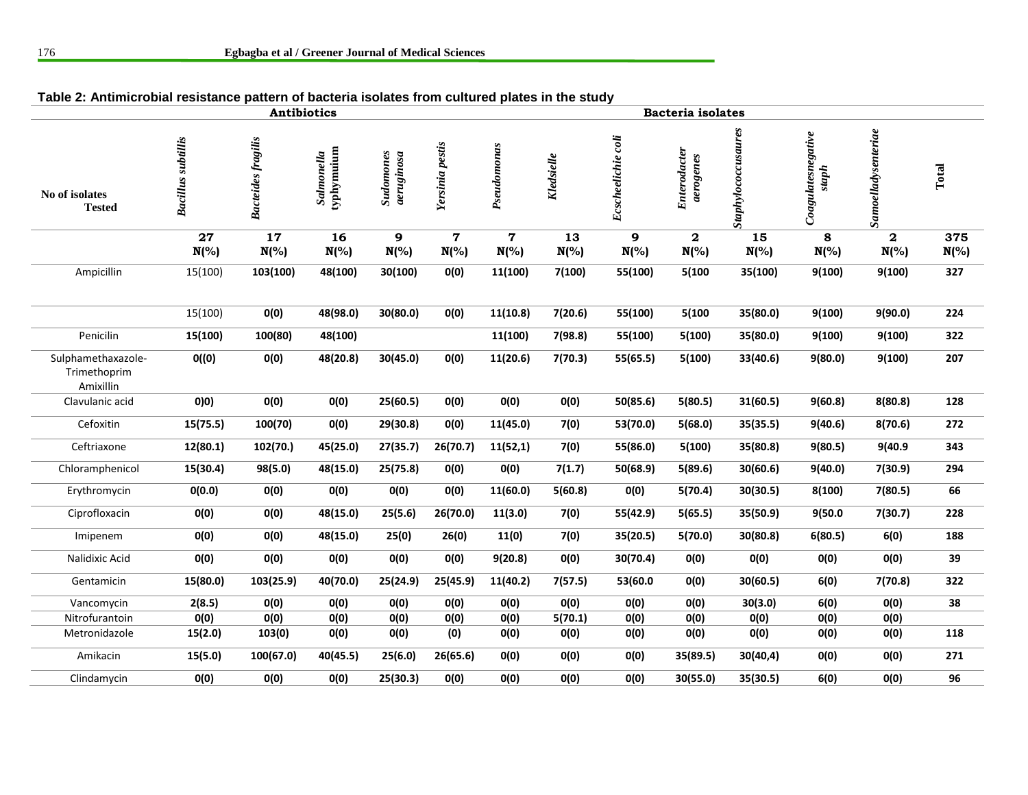**Table 2: Antimicrobial resistance pattern of bacteria isolates from cultured plates in the study**

| Antibiotics | Bacteria isolates | | | | | | | | | | | | |
|---|---|---|---|---|---|---|---|---|---|---|---|---|---|
| No of isolates Tested | *Bacillus subtillis* | *Bacteides fragilis* | *Salmonella typhymuium* | *Sudomones aeruginosa* | *Yersinia pestis* | *Pseudomonas* | *Kledsielle* | *Escheelichie coli* | *Enterodacter aerogenes* | *Staphylococcusaures* | *Coagulatesnegative staph* | *Samoelladysenteriae* | Total |
| | 27 N(%) | 17 N(%) | 16 N(%) | 9 N(%) | 7 N(%) | 7 N(%) | 13 N(%) | 9 N(%) | 2 N(%) | 15 N(%) | 8 N(%) | 2 N(%) | 375 N(%) |
| Ampicillin | 15(100) | **103(100)** | **48(100)** | **30(100)** | **0(0)** | **11(100)** | **7(100)** | **55(100)** | **5(100** | **35(100)** | **9(100)** | **9(100)** | **327** |
| | 15(100) | **0(0)** | **48(98.0)** | **30(80.0)** | **0(0)** | **11(10.8)** | **7(20.6)** | **55(100)** | **5(100** | **35(80.0)** | **9(100)** | **9(90.0)** | **224** |
| Penicilin | **15(100)** | **100(80)** | **48(100)** | | | **11(100)** | **7(98.8)** | **55(100)** | **5(100)** | **35(80.0)** | **9(100)** | **9(100)** | **322** |
| Sulphamethaxazole-Trimethoprim Amixillin | **0((0)** | **0(0)** | **48(20.8)** | **30(45.0)** | **0(0)** | **11(20.6)** | **7(70.3)** | **55(65.5)** | **5(100)** | **33(40.6)** | **9(80.0)** | **9(100)** | **207** |
| Clavulanic acid | **0)0)** | **0(0)** | **0(0)** | **25(60.5)** | **0(0)** | **0(0)** | **0(0)** | **50(85.6)** | **5(80.5)** | **31(60.5)** | **9(60.8)** | **8(80.8)** | **128** |
| Cefoxitin | **15(75.5)** | **100(70)** | **0(0)** | **29(30.8)** | **0(0)** | **11(45.0)** | **7(0)** | **53(70.0)** | **5(68.0)** | **35(35.5)** | **9(40.6)** | **8(70.6)** | **272** |
| Ceftriaxone | **12(80.1)** | **102(70.)** | **45(25.0)** | **27(35.7)** | **26(70.7)** | **11(52,1)** | **7(0)** | **55(86.0)** | **5(100)** | **35(80.8)** | **9(80.5)** | **9(40.9** | **343** |
| Chloramphenicol | **15(30.4)** | **98(5.0)** | **48(15.0)** | **25(75.8)** | **0(0)** | **0(0)** | **7(1.7)** | **50(68.9)** | **5(89.6)** | **30(60.6)** | **9(40.0)** | **7(30.9)** | **294** |
| Erythromycin | **0(0.0)** | **0(0)** | **0(0)** | **0(0)** | **0(0)** | **11(60.0)** | **5(60.8)** | **0(0)** | **5(70.4)** | **30(30.5)** | **8(100)** | **7(80.5)** | **66** |
| Ciprofloxacin | **0(0)** | **0(0)** | **48(15.0)** | **25(5.6)** | **26(70.0)** | **11(3.0)** | **7(0)** | **55(42.9)** | **5(65.5)** | **35(50.9)** | **9(50.0** | **7(30.7)** | **228** |
| Imipenem | **0(0)** | **0(0)** | **48(15.0)** | **25(0)** | **26(0)** | **11(0)** | **7(0)** | **35(20.5)** | **5(70.0)** | **30(80.8)** | **6(80.5)** | **6(0)** | **188** |
| Nalidixic Acid | **0(0)** | **0(0)** | **0(0)** | **0(0)** | **0(0)** | **9(20.8)** | **0(0)** | **30(70.4)** | **0(0)** | **0(0)** | **0(0)** | **0(0)** | **39** |
| Gentamicin | **15(80.0)** | **103(25.9)** | **40(70.0)** | **25(24.9)** | **25(45.9)** | **11(40.2)** | **7(57.5)** | **53(60.0** | **0(0)** | **30(60.5)** | **6(0)** | **7(70.8)** | **322** |
| Vancomycin | **2(8.5)** | **0(0)** | **0(0)** | **0(0)** | **0(0)** | **0(0)** | **0(0)** | **0(0)** | **0(0)** | **30(3.0)** | **6(0)** | **0(0)** | **38** |
| Nitrofurantoin | **0(0)** | **0(0)** | **0(0)** | **0(0)** | **0(0)** | **0(0)** | **5(70.1)** | **0(0)** | **0(0)** | **0(0)** | **0(0)** | **0(0)** | |
| Metronidazole | **15(2.0)** | **103(0)** | **0(0)** | **0(0)** | **(0)** | **0(0)** | **0(0)** | **0(0)** | **0(0)** | **0(0)** | **0(0)** | **0(0)** | **118** |
| Amikacin | **15(5.0)** | **100(67.0)** | **40(45.5)** | **25(6.0)** | **26(65.6)** | **0(0)** | **0(0)** | **0(0)** | **35(89.5)** | **30(40,4)** | **0(0)** | **0(0)** | **271** |
| Clindamycin | **0(0)** | **0(0)** | **0(0)** | **25(30.3)** | **0(0)** | **0(0)** | **0(0)** | **0(0)** | **30(55.0)** | **35(30.5)** | **6(0)** | **0(0)** | **96** |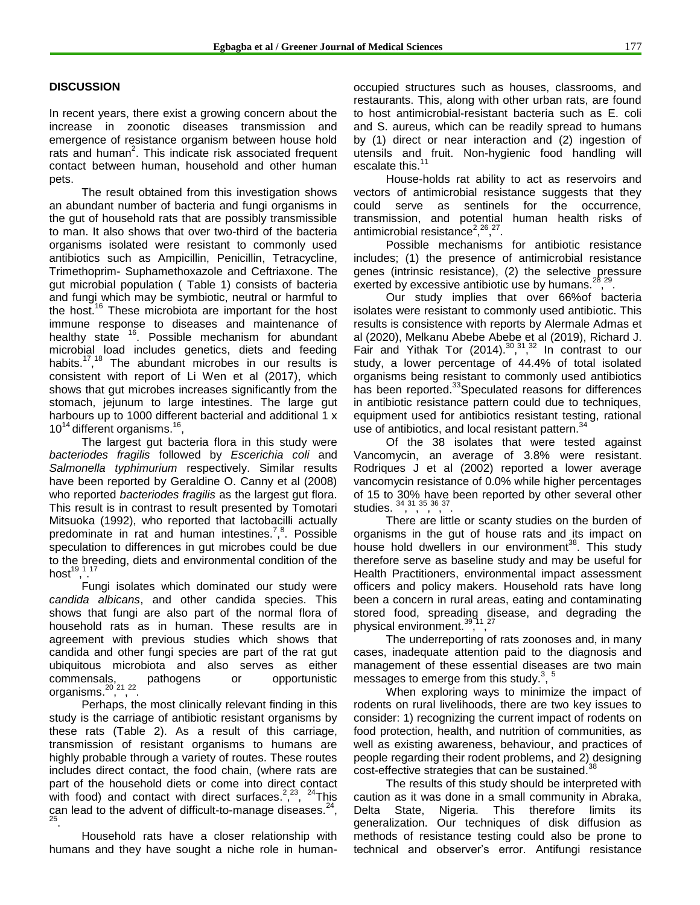## DISCUSSION

In recent years, there exist a growing concern about the increase in zoonotic diseases transmission and emergence of resistance organism between house hold rats and human[2]. This indicate risk associated frequent contact between human, household and other human pets.

The result obtained from this investigation shows an abundant number of bacteria and fungi organisms in the gut of household rats that are possibly transmissible to man. It also shows that over two-third of the bacteria organisms isolated were resistant to commonly used antibiotics such as Ampicillin, Penicillin, Tetracycline, Trimethoprim- Suphamethoxazole and Ceftriaxone. The gut microbial population ( Table 1) consists of bacteria and fungi which may be symbiotic, neutral or harmful to the host.[16] These microbiota are important for the host immune response to diseases and maintenance of healthy state [16]. Possible mechanism for abundant microbial load includes genetics, diets and feeding habits.[17,18] The abundant microbes in our results is consistent with report of Li Wen et al (2017), which shows that gut microbes increases significantly from the stomach, jejunum to large intestines. The large gut harbours up to 1000 different bacterial and additional 1 x $10^{14}$ different organisms.[16],

The largest gut bacteria flora in this study were *bacteriodes fragilis* followed by *Escerichia coli* and *Salmonella typhimurium* respectively. Similar results have been reported by Geraldine O. Canny et al (2008) who reported *bacteriodes fragilis* as the largest gut flora. This result is in contrast to result presented by Tomotari Mitsuoka (1992), who reported that lactobacilli actually predominate in rat and human intestines.[7,8]. Possible speculation to differences in gut microbes could be due to the breeding, diets and environmental condition of the host[19,1,17].

Fungi isolates which dominated our study were *candida albicans*, and other candida species. This shows that fungi are also part of the normal flora of household rats as in human. These results are in agreement with previous studies which shows that candida and other fungi species are part of the rat gut ubiquitous microbiota and also serves as either commensals, pathogens or opportunistic organisms.[20,21,22].

Perhaps, the most clinically relevant finding in this study is the carriage of antibiotic resistant organisms by these rats (Table 2). As a result of this carriage, transmission of resistant organisms to humans are highly probable through a variety of routes. These routes includes direct contact, the food chain, (where rats are part of the household diets or come into direct contact with food) and contact with direct surfaces.[2,23,24]This can lead to the advent of difficult-to-manage diseases.[24,25].

Household rats have a closer relationship with humans and they have sought a niche role in human-occupied structures such as houses, classrooms, and restaurants. This, along with other urban rats, are found to host antimicrobial-resistant bacteria such as E. coli and S. aureus, which can be readily spread to humans by (1) direct or near interaction and (2) ingestion of utensils and fruit. Non-hygienic food handling will escalate this.[11]

House-holds rat ability to act as reservoirs and vectors of antimicrobial resistance suggests that they could serve as sentinels for the occurrence, transmission, and potential human health risks of antimicrobial resistance[2,26,27].

Possible mechanisms for antibiotic resistance includes; (1) the presence of antimicrobial resistance genes (intrinsic resistance), (2) the selective pressure exerted by excessive antibiotic use by humans.[28,29].

Our study implies that over 66%of bacteria isolates were resistant to commonly used antibiotic. This results is consistence with reports by Alermale Admas et al (2020), Melkanu Abebe Abebe et al (2019), Richard J. Fair and Yithak Tor (2014).[30,31,32] In contrast to our study, a lower percentage of 44.4% of total isolated organisms being resistant to commonly used antibiotics has been reported.[33]Speculated reasons for differences in antibiotic resistance pattern could due to techniques, equipment used for antibiotics resistant testing, rational use of antibiotics, and local resistant pattern.[34]

Of the 38 isolates that were tested against Vancomycin, an average of 3.8% were resistant. Rodriques J et al (2002) reported a lower average vancomycin resistance of 0.0% while higher percentages of 15 to 30% have been reported by other several other studies. [34,31,35,36,37].

There are little or scanty studies on the burden of organisms in the gut of house rats and its impact on house hold dwellers in our environment[38]. This study therefore serve as baseline study and may be useful for Health Practitioners, environmental impact assessment officers and policy makers. Household rats have long been a concern in rural areas, eating and contaminating stored food, spreading disease, and degrading the physical environment.[39,11,27]

The underreporting of rats zoonoses and, in many cases, inadequate attention paid to the diagnosis and management of these essential diseases are two main messages to emerge from this study.[3,5]

When exploring ways to minimize the impact of rodents on rural livelihoods, there are two key issues to consider: 1) recognizing the current impact of rodents on food protection, health, and nutrition of communities, as well as existing awareness, behaviour, and practices of people regarding their rodent problems, and 2) designing cost-effective strategies that can be sustained.[38]

The results of this study should be interpreted with caution as it was done in a small community in Abraka, Delta State, Nigeria. This therefore limits its generalization. Our techniques of disk diffusion as methods of resistance testing could also be prone to technical and observer's error. Antifungi resistance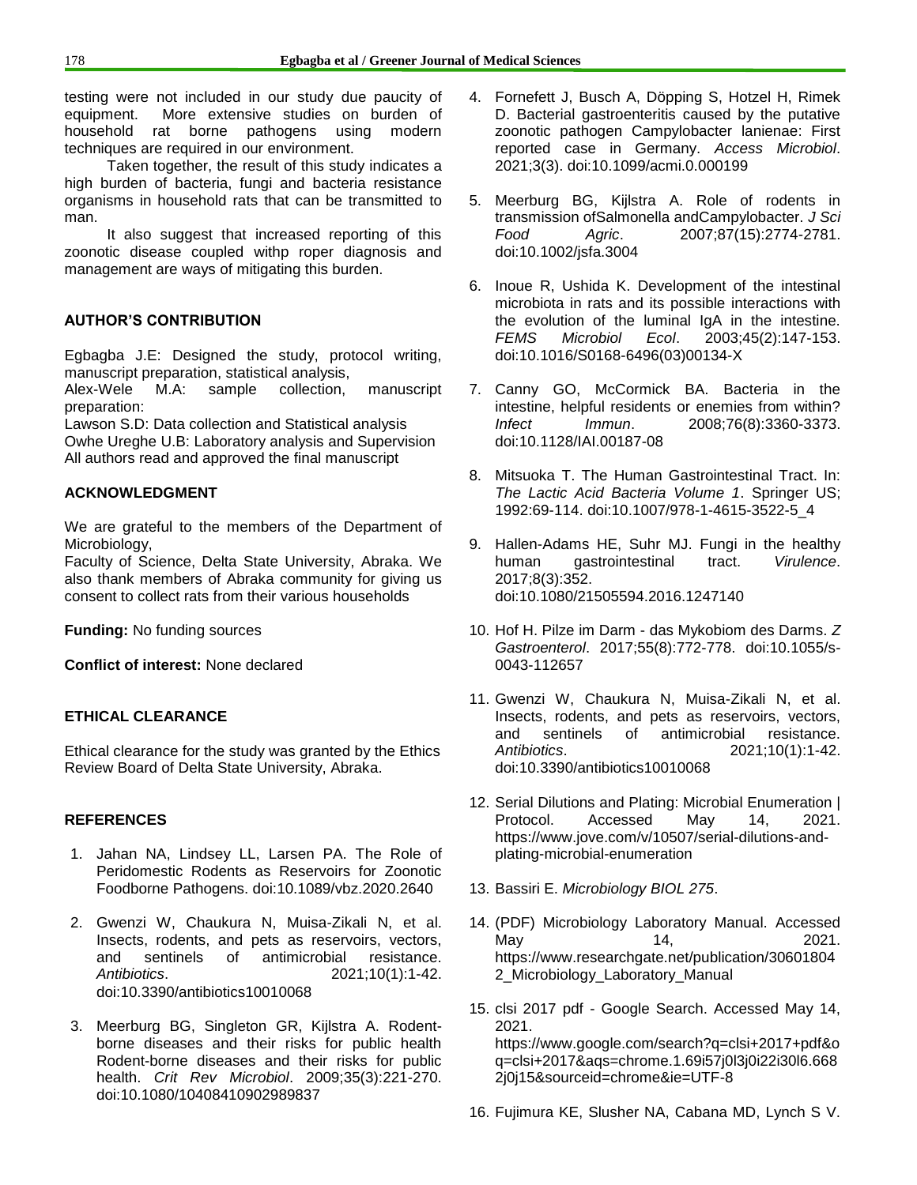testing were not included in our study due paucity of equipment. More extensive studies on burden of household rat borne pathogens using modern techniques are required in our environment.

Taken together, the result of this study indicates a high burden of bacteria, fungi and bacteria resistance organisms in household rats that can be transmitted to man.

It also suggest that increased reporting of this zoonotic disease coupled withp roper diagnosis and management are ways of mitigating this burden.

## AUTHOR'S CONTRIBUTION

Egbagba J.E: Designed the study, protocol writing, manuscript preparation, statistical analysis,
Alex-Wele M.A: sample collection, manuscript preparation:
Lawson S.D: Data collection and Statistical analysis
Owhe Ureghe U.B: Laboratory analysis and Supervision
All authors read and approved the final manuscript

## ACKNOWLEDGMENT

We are grateful to the members of the Department of Microbiology,
Faculty of Science, Delta State University, Abraka. We also thank members of Abraka community for giving us consent to collect rats from their various households

**Funding:** No funding sources

**Conflict of interest:** None declared

## ETHICAL CLEARANCE

Ethical clearance for the study was granted by the Ethics Review Board of Delta State University, Abraka.

## REFERENCES

1. Jahan NA, Lindsey LL, Larsen PA. The Role of Peridomestic Rodents as Reservoirs for Zoonotic Foodborne Pathogens. doi:10.1089/vbz.2020.2640
2. Gwenzi W, Chaukura N, Muisa-Zikali N, et al. Insects, rodents, and pets as reservoirs, vectors, and sentinels of antimicrobial resistance. *Antibiotics*. 2021;10(1):1-42. doi:10.3390/antibiotics10010068
3. Meerburg BG, Singleton GR, Kijlstra A. Rodent-borne diseases and their risks for public health Rodent-borne diseases and their risks for public health. *Crit Rev Microbiol*. 2009;35(3):221-270. doi:10.1080/10408410902989837
4. Fornefett J, Busch A, Döpping S, Hotzel H, Rimek D. Bacterial gastroenteritis caused by the putative zoonotic pathogen Campylobacter lanienae: First reported case in Germany. *Access Microbiol*. 2021;3(3). doi:10.1099/acmi.0.000199
5. Meerburg BG, Kijlstra A. Role of rodents in transmission ofSalmonella andCampylobacter. *J Sci Food Agric*. 2007;87(15):2774-2781. doi:10.1002/jsfa.3004
6. Inoue R, Ushida K. Development of the intestinal microbiota in rats and its possible interactions with the evolution of the luminal IgA in the intestine. *FEMS Microbiol Ecol*. 2003;45(2):147-153. doi:10.1016/S0168-6496(03)00134-X
7. Canny GO, McCormick BA. Bacteria in the intestine, helpful residents or enemies from within? *Infect Immun*. 2008;76(8):3360-3373. doi:10.1128/IAI.00187-08
8. Mitsuoka T. The Human Gastrointestinal Tract. In: *The Lactic Acid Bacteria Volume 1*. Springer US; 1992:69-114. doi:10.1007/978-1-4615-3522-5_4
9. Hallen-Adams HE, Suhr MJ. Fungi in the healthy human gastrointestinal tract. *Virulence*. 2017;8(3):352. doi:10.1080/21505594.2016.1247140
10. Hof H. Pilze im Darm - das Mykobiom des Darms. *Z Gastroenterol*. 2017;55(8):772-778. doi:10.1055/s-0043-112657
11. Gwenzi W, Chaukura N, Muisa-Zikali N, et al. Insects, rodents, and pets as reservoirs, vectors, and sentinels of antimicrobial resistance. *Antibiotics*. 2021;10(1):1-42. doi:10.3390/antibiotics10010068
12. Serial Dilutions and Plating: Microbial Enumeration | Protocol. Accessed May 14, 2021. https://www.jove.com/v/10507/serial-dilutions-and-plating-microbial-enumeration
13. Bassiri E. *Microbiology BIOL 275*.
14. (PDF) Microbiology Laboratory Manual. Accessed May 14, 2021. https://www.researchgate.net/publication/306018042_Microbiology_Laboratory_Manual
15. clsi 2017 pdf - Google Search. Accessed May 14, 2021. https://www.google.com/search?q=clsi+2017+pdf&oq=clsi+2017&aqs=chrome.1.69i57j0l3j0i22i30l6.6682j0j15&sourceid=chrome&ie=UTF-8
16. Fujimura KE, Slusher NA, Cabana MD, Lynch S V.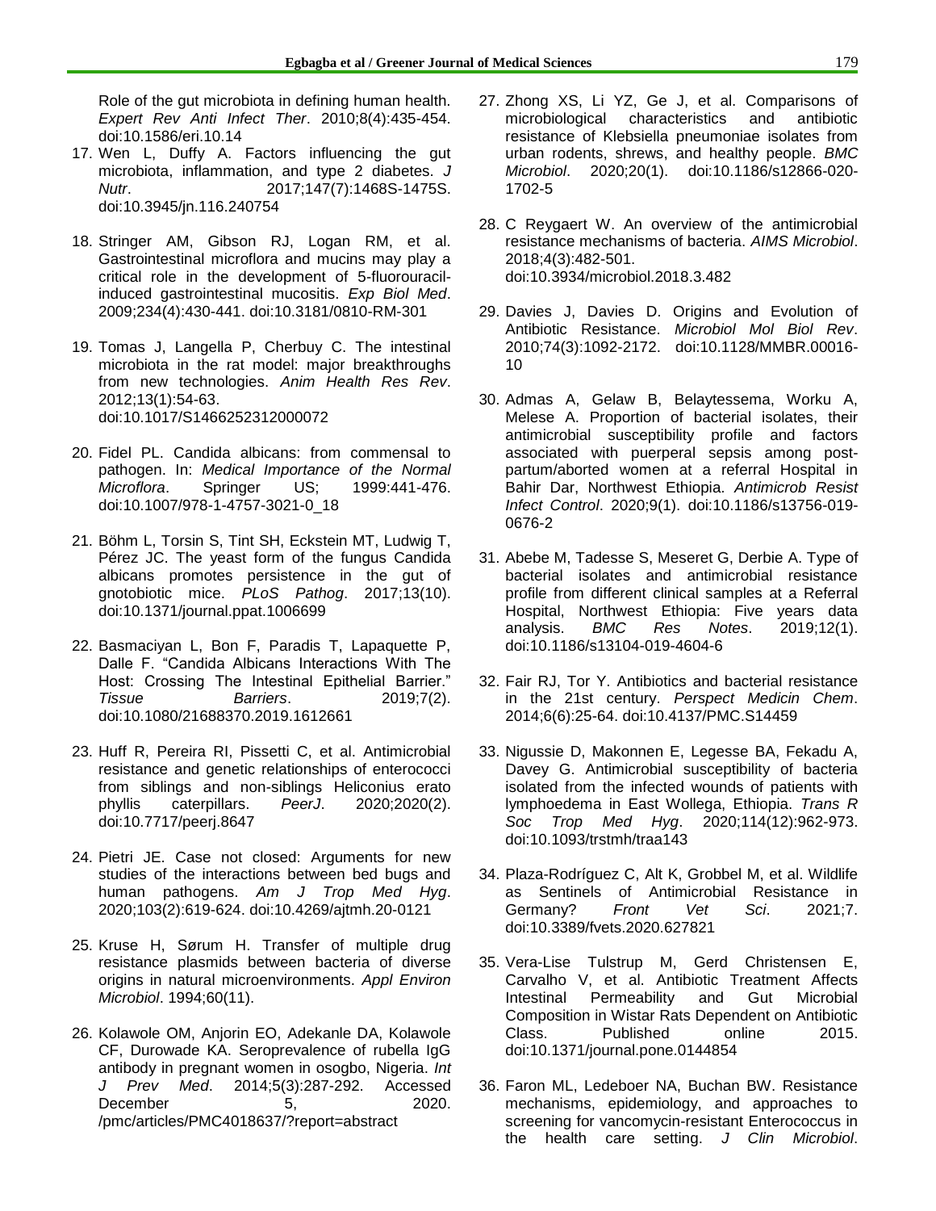Role of the gut microbiota in defining human health. *Expert Rev Anti Infect Ther*. 2010;8(4):435-454. doi:10.1586/eri.10.14

17. Wen L, Duffy A. Factors influencing the gut microbiota, inflammation, and type 2 diabetes. *J Nutr*. 2017;147(7):1468S-1475S. doi:10.3945/jn.116.240754

18. Stringer AM, Gibson RJ, Logan RM, et al. Gastrointestinal microflora and mucins may play a critical role in the development of 5-fluorouracil-induced gastrointestinal mucositis. *Exp Biol Med*. 2009;234(4):430-441. doi:10.3181/0810-RM-301

19. Tomas J, Langella P, Cherbuy C. The intestinal microbiota in the rat model: major breakthroughs from new technologies. *Anim Health Res Rev*. 2012;13(1):54-63. doi:10.1017/S1466252312000072

20. Fidel PL. Candida albicans: from commensal to pathogen. In: *Medical Importance of the Normal Microflora*. Springer US; 1999:441-476. doi:10.1007/978-1-4757-3021-0_18

21. Böhm L, Torsin S, Tint SH, Eckstein MT, Ludwig T, Pérez JC. The yeast form of the fungus Candida albicans promotes persistence in the gut of gnotobiotic mice. *PLoS Pathog*. 2017;13(10). doi:10.1371/journal.ppat.1006699

22. Basmaciyan L, Bon F, Paradis T, Lapaquette P, Dalle F. "Candida Albicans Interactions With The Host: Crossing The Intestinal Epithelial Barrier." *Tissue Barriers*. 2019;7(2). doi:10.1080/21688370.2019.1612661

23. Huff R, Pereira RI, Pissetti C, et al. Antimicrobial resistance and genetic relationships of enterococci from siblings and non-siblings Heliconius erato phyllis caterpillars. *PeerJ*. 2020;2020(2). doi:10.7717/peerj.8647

24. Pietri JE. Case not closed: Arguments for new studies of the interactions between bed bugs and human pathogens. *Am J Trop Med Hyg*. 2020;103(2):619-624. doi:10.4269/ajtmh.20-0121

25. Kruse H, Sørum H. Transfer of multiple drug resistance plasmids between bacteria of diverse origins in natural microenvironments. *Appl Environ Microbiol*. 1994;60(11).

26. Kolawole OM, Anjorin EO, Adekanle DA, Kolawole CF, Durowade KA. Seroprevalence of rubella IgG antibody in pregnant women in osogbo, Nigeria. *Int J Prev Med*. 2014;5(3):287-292. Accessed December 5, 2020. /pmc/articles/PMC4018637/?report=abstract

27. Zhong XS, Li YZ, Ge J, et al. Comparisons of microbiological characteristics and antibiotic resistance of Klebsiella pneumoniae isolates from urban rodents, shrews, and healthy people. *BMC Microbiol*. 2020;20(1). doi:10.1186/s12866-020-1702-5

28. C Reygaert W. An overview of the antimicrobial resistance mechanisms of bacteria. *AIMS Microbiol*. 2018;4(3):482-501. doi:10.3934/microbiol.2018.3.482

29. Davies J, Davies D. Origins and Evolution of Antibiotic Resistance. *Microbiol Mol Biol Rev*. 2010;74(3):1092-2172. doi:10.1128/MMBR.00016-10

30. Admas A, Gelaw B, Belaytessema, Worku A, Melese A. Proportion of bacterial isolates, their antimicrobial susceptibility profile and factors associated with puerperal sepsis among post-partum/aborted women at a referral Hospital in Bahir Dar, Northwest Ethiopia. *Antimicrob Resist Infect Control*. 2020;9(1). doi:10.1186/s13756-019-0676-2

31. Abebe M, Tadesse S, Meseret G, Derbie A. Type of bacterial isolates and antimicrobial resistance profile from different clinical samples at a Referral Hospital, Northwest Ethiopia: Five years data analysis. *BMC Res Notes*. 2019;12(1). doi:10.1186/s13104-019-4604-6

32. Fair RJ, Tor Y. Antibiotics and bacterial resistance in the 21st century. *Perspect Medicin Chem*. 2014;6(6):25-64. doi:10.4137/PMC.S14459

33. Nigussie D, Makonnen E, Legesse BA, Fekadu A, Davey G. Antimicrobial susceptibility of bacteria isolated from the infected wounds of patients with lymphoedema in East Wollega, Ethiopia. *Trans R Soc Trop Med Hyg*. 2020;114(12):962-973. doi:10.1093/trstmh/traa143

34. Plaza-Rodríguez C, Alt K, Grobbel M, et al. Wildlife as Sentinels of Antimicrobial Resistance in Germany? *Front Vet Sci*. 2021;7. doi:10.3389/fvets.2020.627821

35. Vera-Lise Tulstrup M, Gerd Christensen E, Carvalho V, et al. Antibiotic Treatment Affects Intestinal Permeability and Gut Microbial Composition in Wistar Rats Dependent on Antibiotic Class. Published online 2015. doi:10.1371/journal.pone.0144854

36. Faron ML, Ledeboer NA, Buchan BW. Resistance mechanisms, epidemiology, and approaches to screening for vancomycin-resistant Enterococcus in the health care setting. *J Clin Microbiol*.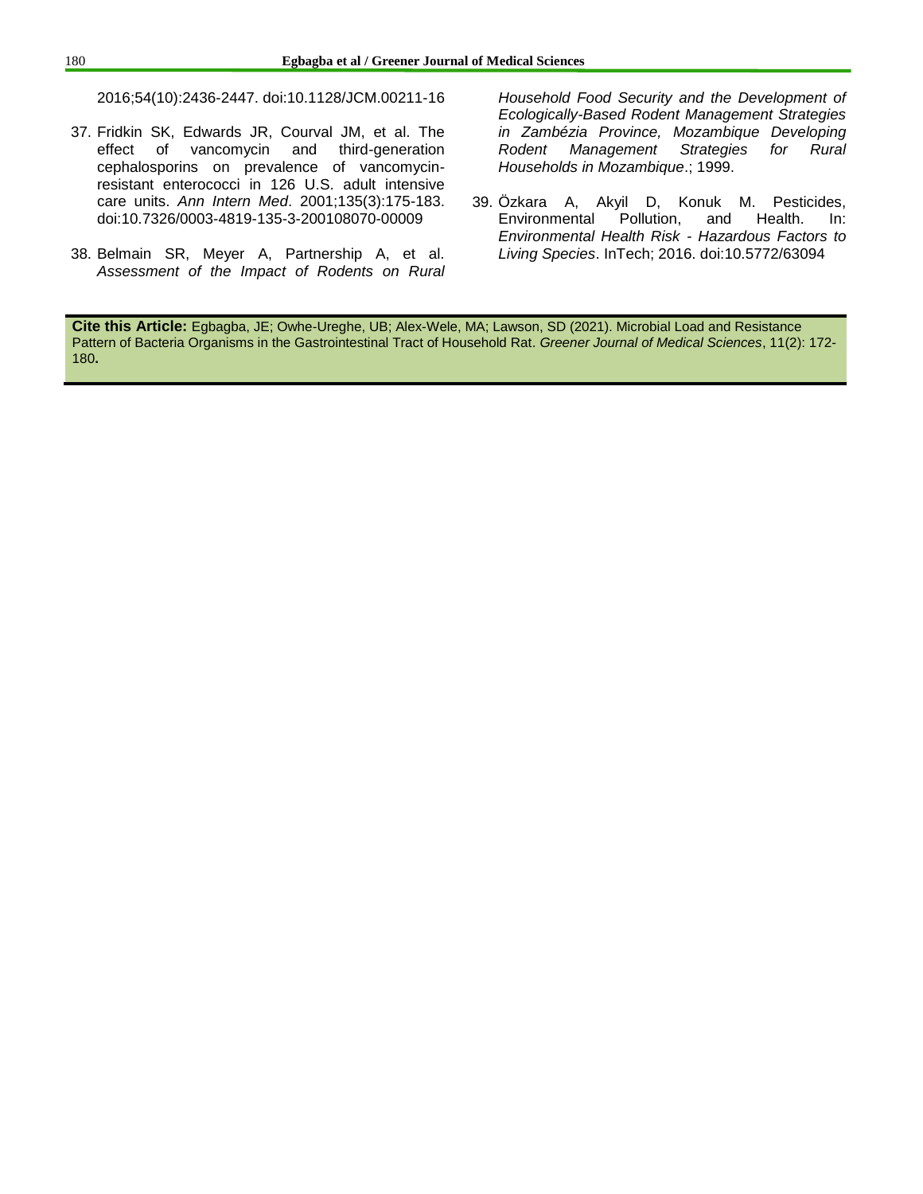2016;54(10):2436-2447. doi:10.1128/JCM.00211-16

37. Fridkin SK, Edwards JR, Courval JM, et al. The effect of vancomycin and third-generation cephalosporins on prevalence of vancomycin-resistant enterococci in 126 U.S. adult intensive care units. *Ann Intern Med*. 2001;135(3):175-183. doi:10.7326/0003-4819-135-3-200108070-00009

38. Belmain SR, Meyer A, Partnership A, et al. *Assessment of the Impact of Rodents on Rural Household Food Security and the Development of Ecologically-Based Rodent Management Strategies in Zambézia Province, Mozambique Developing Rodent Management Strategies for Rural Households in Mozambique*.; 1999.

39. Özkara A, Akyil D, Konuk M. Pesticides, Environmental Pollution, and Health. In: *Environmental Health Risk - Hazardous Factors to Living Species*. InTech; 2016. doi:10.5772/63094

**Cite this Article:** Egbagba, JE; Owhe-Ureghe, UB; Alex-Wele, MA; Lawson, SD (2021). Microbial Load and Resistance Pattern of Bacteria Organisms in the Gastrointestinal Tract of Household Rat. *Greener Journal of Medical Sciences*, 11(2): 172-180**.**